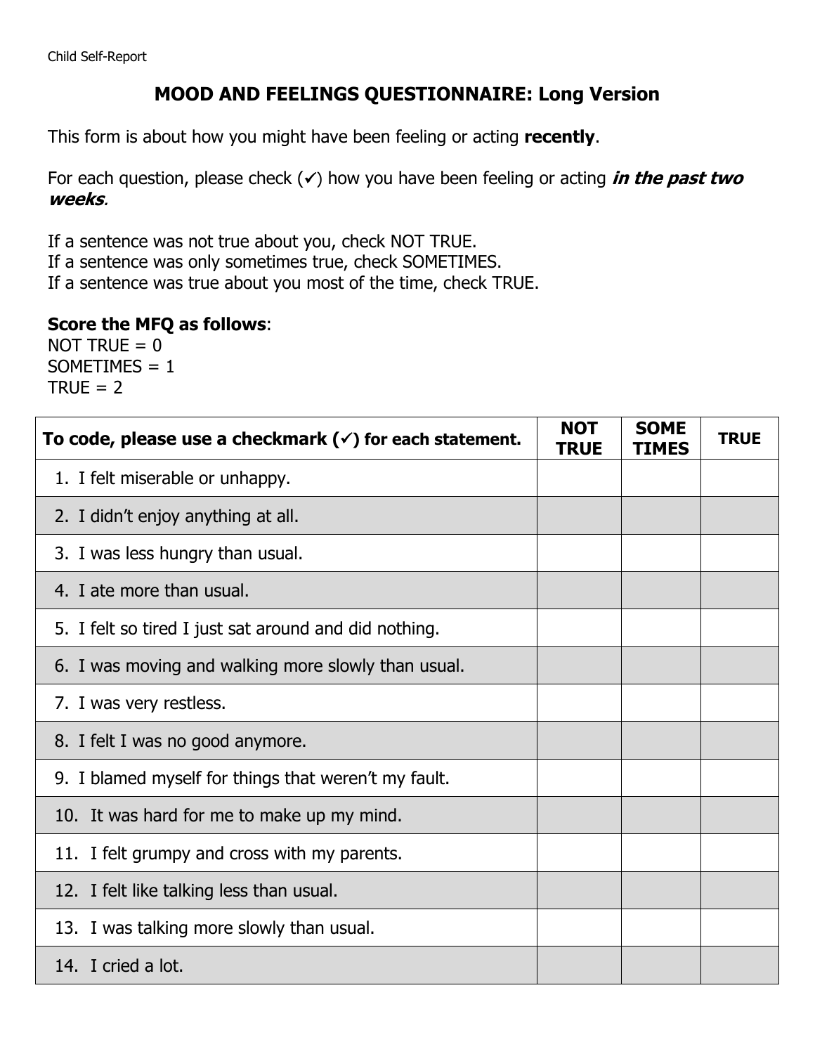Child Self-Report

# MOOD AND FEELINGS QUESTIONNAIRE: Long Version

This form is about how you might have been feeling or acting **recently**.

For each question, please check (✓) how you have been feeling or acting ***in the past two weeks***.

If a sentence was not true about you, check NOT TRUE.
If a sentence was only sometimes true, check SOMETIMES.
If a sentence was true about you most of the time, check TRUE.

**Score the MFQ as follows**:
NOT TRUE = 0
SOMETIMES = 1
TRUE = 2

| To code, please use a checkmark (✓) for each statement. | NOT TRUE | SOME TIMES | TRUE |
|---|---|---|---|
| 1. I felt miserable or unhappy. | | | |
| 2. I didn't enjoy anything at all. | | | |
| 3. I was less hungry than usual. | | | |
| 4. I ate more than usual. | | | |
| 5. I felt so tired I just sat around and did nothing. | | | |
| 6. I was moving and walking more slowly than usual. | | | |
| 7. I was very restless. | | | |
| 8. I felt I was no good anymore. | | | |
| 9. I blamed myself for things that weren't my fault. | | | |
| 10. It was hard for me to make up my mind. | | | |
| 11. I felt grumpy and cross with my parents. | | | |
| 12. I felt like talking less than usual. | | | |
| 13. I was talking more slowly than usual. | | | |
| 14. I cried a lot. | | | |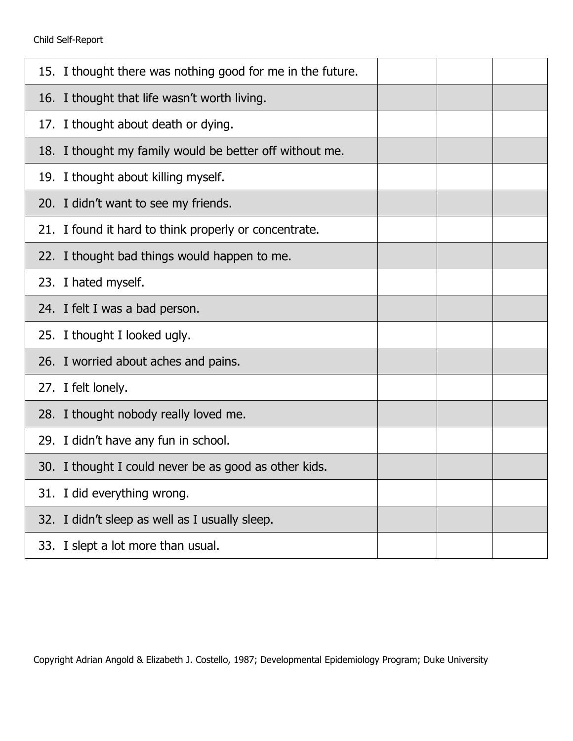| | | | |
|---|---|---|---|
| 15. I thought there was nothing good for me in the future. | | | |
| 16. I thought that life wasn't worth living. | | | |
| 17. I thought about death or dying. | | | |
| 18. I thought my family would be better off without me. | | | |
| 19. I thought about killing myself. | | | |
| 20. I didn't want to see my friends. | | | |
| 21. I found it hard to think properly or concentrate. | | | |
| 22. I thought bad things would happen to me. | | | |
| 23. I hated myself. | | | |
| 24. I felt I was a bad person. | | | |
| 25. I thought I looked ugly. | | | |
| 26. I worried about aches and pains. | | | |
| 27. I felt lonely. | | | |
| 28. I thought nobody really loved me. | | | |
| 29. I didn't have any fun in school. | | | |
| 30. I thought I could never be as good as other kids. | | | |
| 31. I did everything wrong. | | | |
| 32. I didn't sleep as well as I usually sleep. | | | |
| 33. I slept a lot more than usual. | | | |

Copyright Adrian Angold & Elizabeth J. Costello, 1987; Developmental Epidemiology Program; Duke University